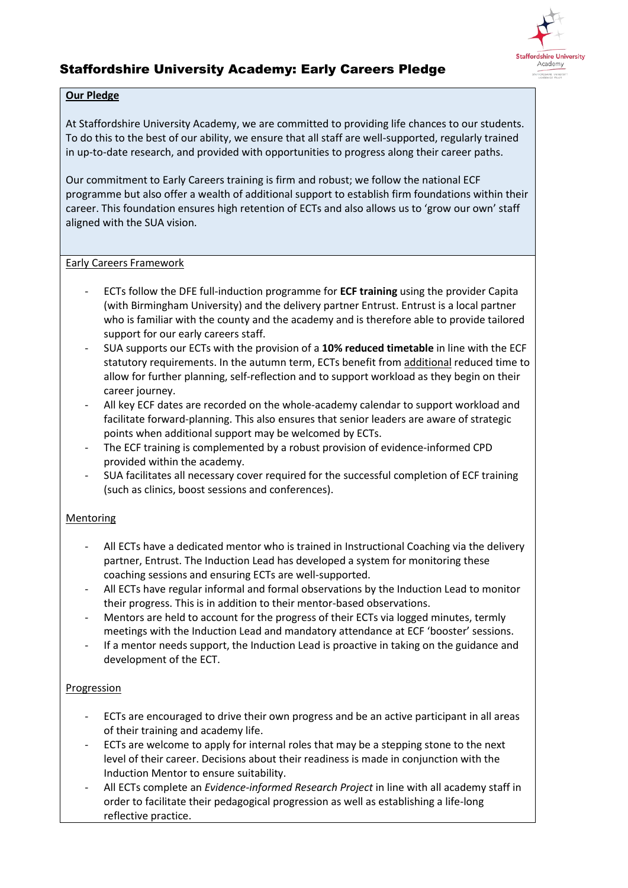# Staffordshire University Academy: Early Careers Pledge

**Our Pledge**

At Staffordshire University Academy, we are committed to providing life chances to our students. To do this to the best of our ability, we ensure that all staff are well-supported, regularly trained in up-to-date research, and provided with opportunities to progress along their career paths.

Our commitment to Early Careers training is firm and robust; we follow the national ECF programme but also offer a wealth of additional support to establish firm foundations within their career. This foundation ensures high retention of ECTs and also allows us to 'grow our own' staff aligned with the SUA vision.

## Early Careers Framework

- ECTs follow the DFE full-induction programme for **ECF training** using the provider Capita (with Birmingham University) and the delivery partner Entrust. Entrust is a local partner who is familiar with the county and the academy and is therefore able to provide tailored support for our early careers staff.
- SUA supports our ECTs with the provision of a **10% reduced timetable** in line with the ECF statutory requirements. In the autumn term, ECTs benefit from additional reduced time to allow for further planning, self-reflection and to support workload as they begin on their career journey.
- All key ECF dates are recorded on the whole-academy calendar to support workload and facilitate forward-planning. This also ensures that senior leaders are aware of strategic points when additional support may be welcomed by ECTs.
- The ECF training is complemented by a robust provision of evidence-informed CPD provided within the academy.
- SUA facilitates all necessary cover required for the successful completion of ECF training (such as clinics, boost sessions and conferences).

## Mentoring

- All ECTs have a dedicated mentor who is trained in Instructional Coaching via the delivery partner, Entrust. The Induction Lead has developed a system for monitoring these coaching sessions and ensuring ECTs are well-supported.
- All ECTs have regular informal and formal observations by the Induction Lead to monitor their progress. This is in addition to their mentor-based observations.
- Mentors are held to account for the progress of their ECTs via logged minutes, termly meetings with the Induction Lead and mandatory attendance at ECF 'booster' sessions.
- If a mentor needs support, the Induction Lead is proactive in taking on the guidance and development of the ECT.

## Progression

- ECTs are encouraged to drive their own progress and be an active participant in all areas of their training and academy life.
- ECTs are welcome to apply for internal roles that may be a stepping stone to the next level of their career. Decisions about their readiness is made in conjunction with the Induction Mentor to ensure suitability.
- All ECTs complete an *Evidence-informed Research Project* in line with all academy staff in order to facilitate their pedagogical progression as well as establishing a life-long reflective practice.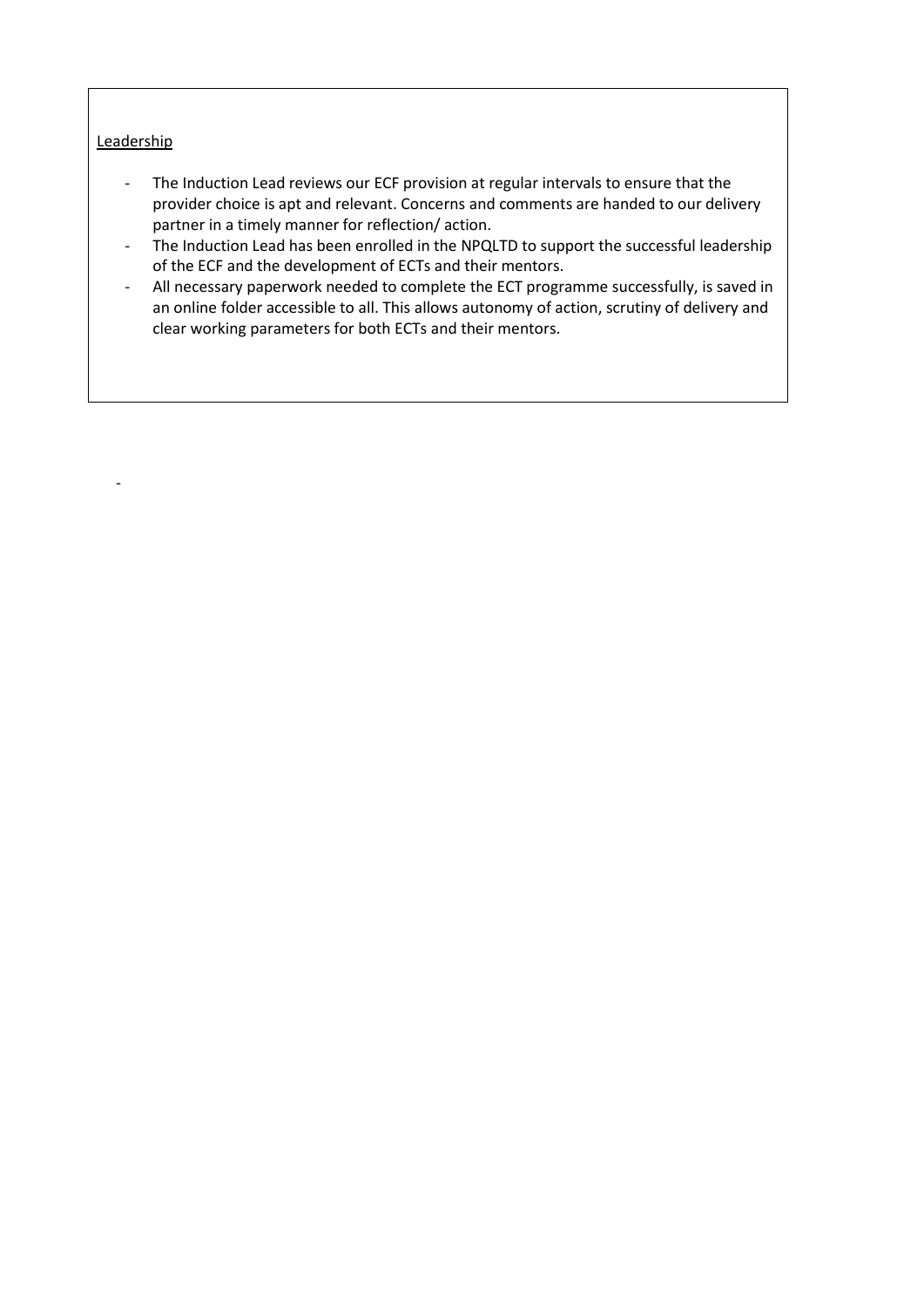Leadership

- The Induction Lead reviews our ECF provision at regular intervals to ensure that the provider choice is apt and relevant. Concerns and comments are handed to our delivery partner in a timely manner for reflection/ action.
- The Induction Lead has been enrolled in the NPQLTD to support the successful leadership of the ECF and the development of ECTs and their mentors.
- All necessary paperwork needed to complete the ECT programme successfully, is saved in an online folder accessible to all. This allows autonomy of action, scrutiny of delivery and clear working parameters for both ECTs and their mentors.

-